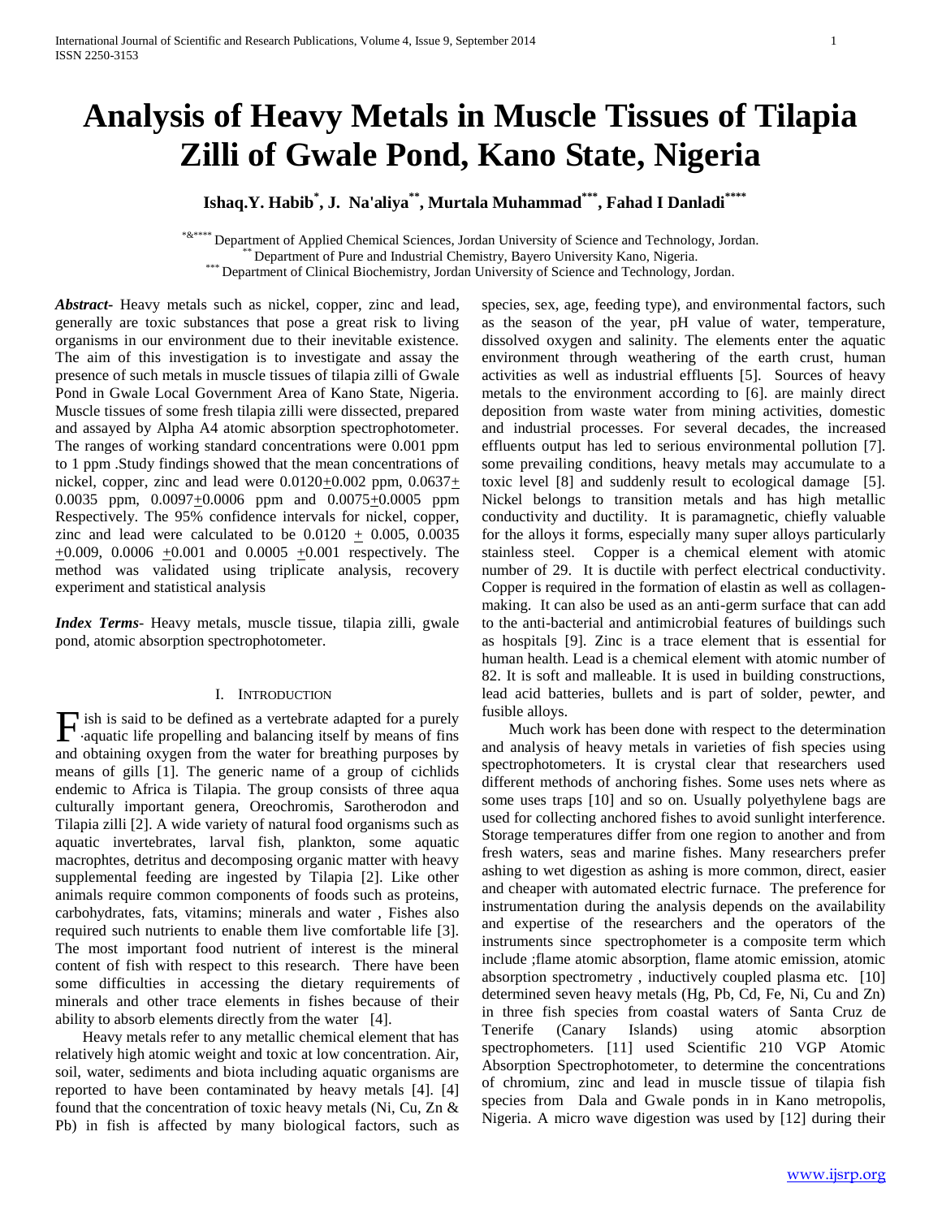# Analysis of Heavy Metals in Muscle Tissues of Tilapia Zilli of Gwale Pond, Kano State, Nigeria

**Ishaq.Y. Habib[*], J. Na'aliya[**], Murtala Muhammad[***], Fahad I Danladi[****]**

[*&****] Department of Applied Chemical Sciences, Jordan University of Science and Technology, Jordan.
[**] Department of Pure and Industrial Chemistry, Bayero University Kano, Nigeria.
[***] Department of Clinical Biochemistry, Jordan University of Science and Technology, Jordan.

***Abstract***- Heavy metals such as nickel, copper, zinc and lead, generally are toxic substances that pose a great risk to living organisms in our environment due to their inevitable existence. The aim of this investigation is to investigate and assay the presence of such metals in muscle tissues of tilapia zilli of Gwale Pond in Gwale Local Government Area of Kano State, Nigeria. Muscle tissues of some fresh tilapia zilli were dissected, prepared and assayed by Alpha A4 atomic absorption spectrophotometer. The ranges of working standard concentrations were 0.001 ppm to 1 ppm .Study findings showed that the mean concentrations of nickel, copper, zinc and lead were $0.0120 \pm 0.002$ ppm, $0.0637 \pm 0.0035$ ppm, $0.0097 \pm 0.0006$ ppm and $0.0075 \pm 0.0005$ ppm Respectively. The 95% confidence intervals for nickel, copper, zinc and lead were calculated to be $0.0120 \pm 0.005$, $0.0035 \pm 0.009$, $0.0006 \pm 0.001$ and $0.0005 \pm 0.001$ respectively. The method was validated using triplicate analysis, recovery experiment and statistical analysis

***Index Terms***- Heavy metals, muscle tissue, tilapia zilli, gwale pond, atomic absorption spectrophotometer.

## I. Introduction

Fish is said to be defined as a vertebrate adapted for a purely aquatic life propelling and balancing itself by means of fins and obtaining oxygen from the water for breathing purposes by means of gills [1]. The generic name of a group of cichlids endemic to Africa is Tilapia. The group consists of three aqua culturally important genera, Oreochromis, Sarotherodon and Tilapia zilli [2]. A wide variety of natural food organisms such as aquatic invertebrates, larval fish, plankton, some aquatic macrophtes, detritus and decomposing organic matter with heavy supplemental feeding are ingested by Tilapia [2]. Like other animals require common components of foods such as proteins, carbohydrates, fats, vitamins; minerals and water , Fishes also required such nutrients to enable them live comfortable life [3]. The most important food nutrient of interest is the mineral content of fish with respect to this research. There have been some difficulties in accessing the dietary requirements of minerals and other trace elements in fishes because of their ability to absorb elements directly from the water [4].

Heavy metals refer to any metallic chemical element that has relatively high atomic weight and toxic at low concentration. Air, soil, water, sediments and biota including aquatic organisms are reported to have been contaminated by heavy metals [4]. [4] found that the concentration of toxic heavy metals (Ni, Cu, Zn & Pb) in fish is affected by many biological factors, such as species, sex, age, feeding type), and environmental factors, such as the season of the year, pH value of water, temperature, dissolved oxygen and salinity. The elements enter the aquatic environment through weathering of the earth crust, human activities as well as industrial effluents [5]. Sources of heavy metals to the environment according to [6]. are mainly direct deposition from waste water from mining activities, domestic and industrial processes. For several decades, the increased effluents output has led to serious environmental pollution [7]. some prevailing conditions, heavy metals may accumulate to a toxic level [8] and suddenly result to ecological damage [5]. Nickel belongs to transition metals and has high metallic conductivity and ductility. It is paramagnetic, chiefly valuable for the alloys it forms, especially many super alloys particularly stainless steel. Copper is a chemical element with atomic number of 29. It is ductile with perfect electrical conductivity. Copper is required in the formation of elastin as well as collagen-making. It can also be used as an anti-germ surface that can add to the anti-bacterial and antimicrobial features of buildings such as hospitals [9]. Zinc is a trace element that is essential for human health. Lead is a chemical element with atomic number of 82. It is soft and malleable. It is used in building constructions, lead acid batteries, bullets and is part of solder, pewter, and fusible alloys.

Much work has been done with respect to the determination and analysis of heavy metals in varieties of fish species using spectrophotometers. It is crystal clear that researchers used different methods of anchoring fishes. Some uses nets where as some uses traps [10] and so on. Usually polyethylene bags are used for collecting anchored fishes to avoid sunlight interference. Storage temperatures differ from one region to another and from fresh waters, seas and marine fishes. Many researchers prefer ashing to wet digestion as ashing is more common, direct, easier and cheaper with automated electric furnace. The preference for instrumentation during the analysis depends on the availability and expertise of the researchers and the operators of the instruments since spectrophometer is a composite term which include ;flame atomic absorption, flame atomic emission, atomic absorption spectrometry , inductively coupled plasma etc. [10] determined seven heavy metals (Hg, Pb, Cd, Fe, Ni, Cu and Zn) in three fish species from coastal waters of Santa Cruz de Tenerife (Canary Islands) using atomic absorption spectrophotometers. [11] used Scientific 210 VGP Atomic Absorption Spectrophotometer, to determine the concentrations of chromium, zinc and lead in muscle tissue of tilapia fish species from Dala and Gwale ponds in in Kano metropolis, Nigeria. A micro wave digestion was used by [12] during their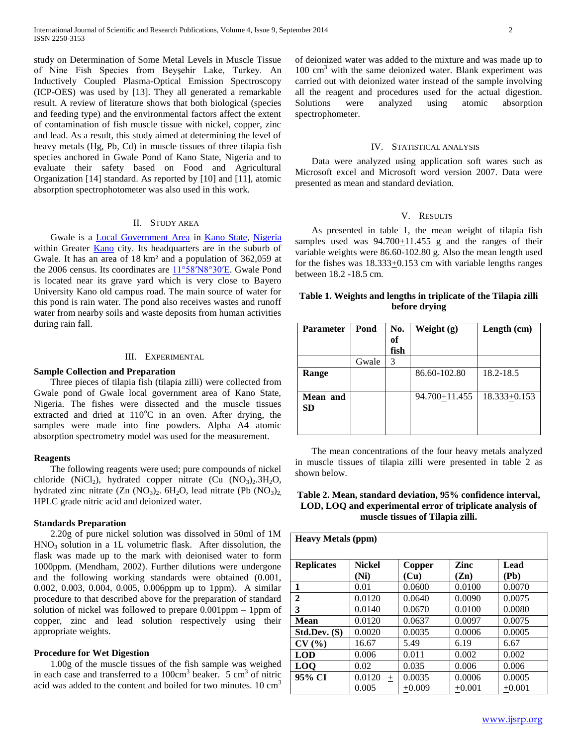study on Determination of Some Metal Levels in Muscle Tissue of Nine Fish Species from Beyşehir Lake, Turkey. An Inductively Coupled Plasma-Optical Emission Spectroscopy (ICP-OES) was used by [13]. They all generated a remarkable result. A review of literature shows that both biological (species and feeding type) and the environmental factors affect the extent of contamination of fish muscle tissue with nickel, copper, zinc and lead. As a result, this study aimed at determining the level of heavy metals (Hg, Pb, Cd) in muscle tissues of three tilapia fish species anchored in Gwale Pond of Kano State, Nigeria and to evaluate their safety based on Food and Agricultural Organization [14] standard. As reported by [10] and [11], atomic absorption spectrophotometer was also used in this work.

## II. Study Area

Gwale is a Local Government Area in Kano State, Nigeria within Greater Kano city. Its headquarters are in the suburb of Gwale. It has an area of 18 km² and a population of 362,059 at the 2006 census. Its coordinates are 11°58′N8°30′E. Gwale Pond is located near its grave yard which is very close to Bayero University Kano old campus road. The main source of water for this pond is rain water. The pond also receives wastes and runoff water from nearby soils and waste deposits from human activities during rain fall.

## III. Experimental

### Sample Collection and Preparation

Three pieces of tilapia fish (tilapia zilli) were collected from Gwale pond of Gwale local government area of Kano State, Nigeria. The fishes were dissected and the muscle tissues extracted and dried at 110°C in an oven. After drying, the samples were made into fine powders. Alpha A4 atomic absorption spectrometry model was used for the measurement.

### Reagents

The following reagents were used; pure compounds of nickel chloride ($NiCl_2$), hydrated copper nitrate ($Cu(NO_3)_2.3H_2O$, hydrated zinc nitrate ($Zn(NO_3)_2.6H_2O$, lead nitrate ($Pb(NO_3)_2$, HPLC grade nitric acid and deionized water.

### Standards Preparation

2.20g of pure nickel solution was dissolved in 50ml of 1M $HNO_3$ solution in a 1L volumetric flask. After dissolution, the flask was made up to the mark with deionised water to form 1000ppm. (Mendham, 2002). Further dilutions were undergone and the following working standards were obtained (0.001, 0.002, 0.003, 0.004, 0.005, 0.006ppm up to 1ppm). A similar procedure to that described above for the preparation of standard solution of nickel was followed to prepare 0.001ppm – 1ppm of copper, zinc and lead solution respectively using their appropriate weights.

### Procedure for Wet Digestion

1.00g of the muscle tissues of the fish sample was weighed in each case and transferred to a 100cm$^3$ beaker. 5 cm$^3$ of nitric acid was added to the content and boiled for two minutes. 10 cm$^3$ of deionized water was added to the mixture and was made up to 100 cm$^3$ with the same deionized water. Blank experiment was carried out with deionized water instead of the sample involving all the reagent and procedures used for the actual digestion. Solutions were analyzed using atomic absorption spectrophotometer.

## IV. Statistical Analysis

Data were analyzed using application soft wares such as Microsoft excel and Microsoft word version 2007. Data were presented as mean and standard deviation.

## V. Results

As presented in table 1, the mean weight of tilapia fish samples used was 94.700±11.455 g and the ranges of their variable weights were 86.60-102.80 g. Also the mean length used for the fishes was 18.333±0.153 cm with variable lengths ranges between 18.2 -18.5 cm.

**Table 1. Weights and lengths in triplicate of the Tilapia zilli before drying**

| Parameter | Pond | No. of fish | Weight (g) | Length (cm) |
|---|---|---|---|---|
| | Gwale | 3 | | |
| **Range** | | | 86.60-102.80 | 18.2-18.5 |
| **Mean and SD** | | | 94.700±11.455 | 18.333±0.153 |

The mean concentrations of the four heavy metals analyzed in muscle tissues of tilapia zilli were presented in table 2 as shown below.

**Table 2. Mean, standard deviation, 95% confidence interval, LOD, LOQ and experimental error of triplicate analysis of muscle tissues of Tilapia zilli.**

| Heavy Metals (ppm) | | | | |
|---|---|---|---|---|
| **Replicates** | **Nickel (Ni)** | **Copper (Cu)** | **Zinc (Zn)** | **Lead (Pb)** |
| **1** | 0.01 | 0.0600 | 0.0100 | 0.0070 |
| **2** | 0.0120 | 0.0640 | 0.0090 | 0.0075 |
| **3** | 0.0140 | 0.0670 | 0.0100 | 0.0080 |
| **Mean** | 0.0120 | 0.0637 | 0.0097 | 0.0075 |
| **Std.Dev. (S)** | 0.0020 | 0.0035 | 0.0006 | 0.0005 |
| **CV (%)** | 16.67 | 5.49 | 6.19 | 6.67 |
| **LOD** | 0.006 | 0.011 | 0.002 | 0.002 |
| **LOQ** | 0.02 | 0.035 | 0.006 | 0.006 |
| **95% CI** | 0.0120 ± 0.005 | 0.0035 ±0.009 | 0.0006 ±0.001 | 0.0005 ±0.001 |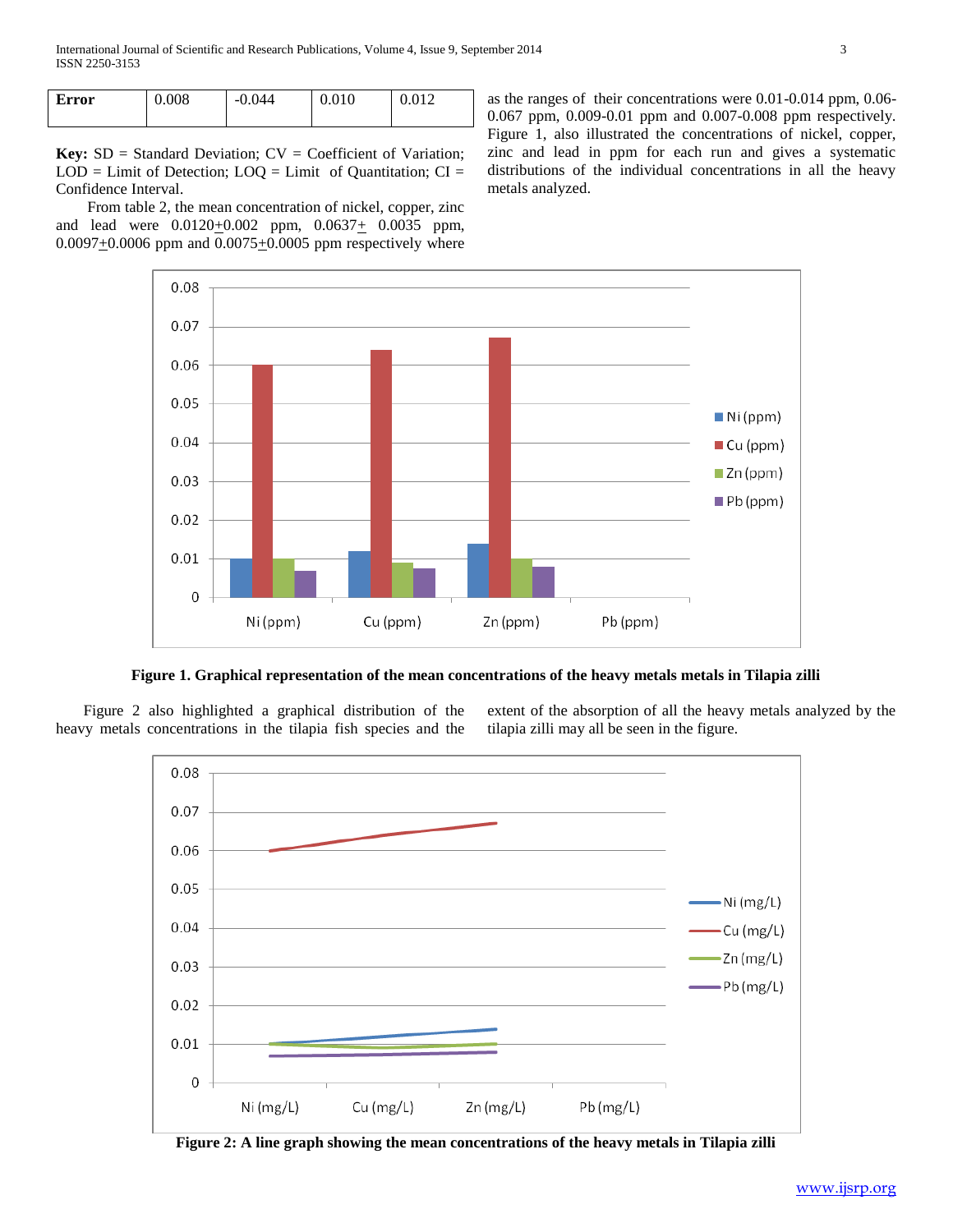| Error | 0.008 | -0.044 | 0.010 | 0.012 |
|---|---|---|---|---|

**Key:** SD = Standard Deviation; CV = Coefficient of Variation; LOD = Limit of Detection; LOQ = Limit of Quantitation; CI = Confidence Interval.

From table 2, the mean concentration of nickel, copper, zinc and lead were 0.0120$\pm$0.002 ppm, 0.0637$\pm$ 0.0035 ppm, 0.0097$\pm$0.0006 ppm and 0.0075$\pm$0.0005 ppm respectively where as the ranges of their concentrations were 0.01-0.014 ppm, 0.06-0.067 ppm, 0.009-0.01 ppm and 0.007-0.008 ppm respectively. Figure 1, also illustrated the concentrations of nickel, copper, zinc and lead in ppm for each run and gives a systematic distributions of the individual concentrations in all the heavy metals analyzed.

**Figure 1. Graphical representation of the mean concentrations of the heavy metals metals in Tilapia zilli**

Figure 2 also highlighted a graphical distribution of the heavy metals concentrations in the tilapia fish species and the extent of the absorption of all the heavy metals analyzed by the tilapia zilli may all be seen in the figure.

**Figure 2: A line graph showing the mean concentrations of the heavy metals in Tilapia zilli**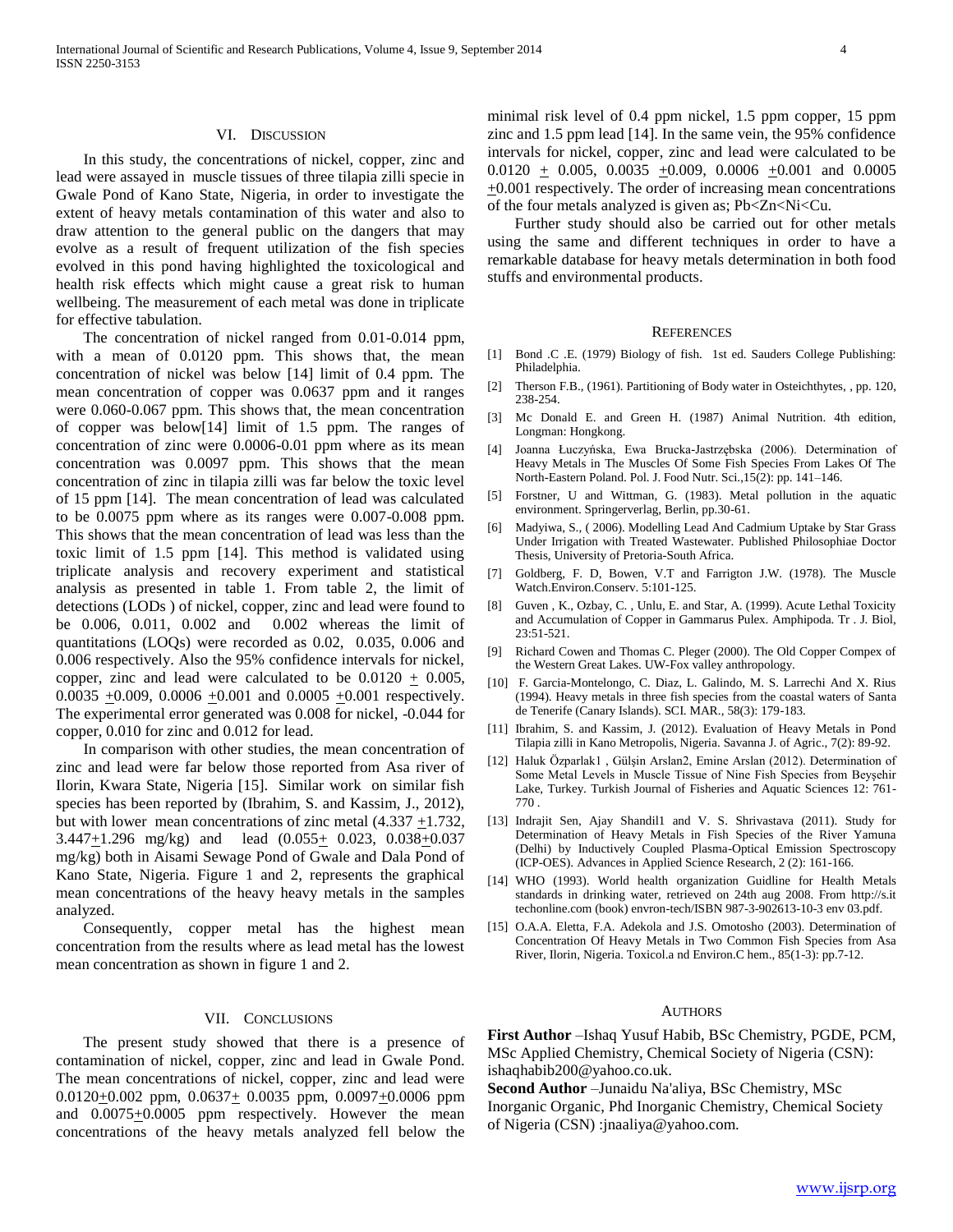## VI. Discussion

In this study, the concentrations of nickel, copper, zinc and lead were assayed in muscle tissues of three tilapia zilli specie in Gwale Pond of Kano State, Nigeria, in order to investigate the extent of heavy metals contamination of this water and also to draw attention to the general public on the dangers that may evolve as a result of frequent utilization of the fish species evolved in this pond having highlighted the toxicological and health risk effects which might cause a great risk to human wellbeing. The measurement of each metal was done in triplicate for effective tabulation.

The concentration of nickel ranged from 0.01-0.014 ppm, with a mean of 0.0120 ppm. This shows that, the mean concentration of nickel was below [14] limit of 0.4 ppm. The mean concentration of copper was 0.0637 ppm and it ranges were 0.060-0.067 ppm. This shows that, the mean concentration of copper was below[14] limit of 1.5 ppm. The ranges of concentration of zinc were 0.0006-0.01 ppm where as its mean concentration was 0.0097 ppm. This shows that the mean concentration of zinc in tilapia zilli was far below the toxic level of 15 ppm [14]. The mean concentration of lead was calculated to be 0.0075 ppm where as its ranges were 0.007-0.008 ppm. This shows that the mean concentration of lead was less than the toxic limit of 1.5 ppm [14]. This method is validated using triplicate analysis and recovery experiment and statistical analysis as presented in table 1. From table 2, the limit of detections (LODs ) of nickel, copper, zinc and lead were found to be 0.006, 0.011, 0.002 and 0.002 whereas the limit of quantitations (LOQs) were recorded as 0.02, 0.035, 0.006 and 0.006 respectively. Also the 95% confidence intervals for nickel, copper, zinc and lead were calculated to be $0.0120 \pm 0.005$, $0.0035 \pm 0.009$, $0.0006 \pm 0.001$ and $0.0005 \pm 0.001$ respectively. The experimental error generated was 0.008 for nickel, -0.044 for copper, 0.010 for zinc and 0.012 for lead.

In comparison with other studies, the mean concentration of zinc and lead were far below those reported from Asa river of Ilorin, Kwara State, Nigeria [15]. Similar work on similar fish species has been reported by (Ibrahim, S. and Kassim, J., 2012), but with lower mean concentrations of zinc metal ($4.337 \pm 1.732$, $3.447 \pm 1.296$ mg/kg) and lead ($0.055 \pm 0.023$, $0.038 \pm 0.037$ mg/kg) both in Aisami Sewage Pond of Gwale and Dala Pond of Kano State, Nigeria. Figure 1 and 2, represents the graphical mean concentrations of the heavy heavy metals in the samples analyzed.

Consequently, copper metal has the highest mean concentration from the results where as lead metal has the lowest mean concentration as shown in figure 1 and 2.

## VII. Conclusions

The present study showed that there is a presence of contamination of nickel, copper, zinc and lead in Gwale Pond. The mean concentrations of nickel, copper, zinc and lead were $0.0120 \pm 0.002$ ppm, $0.0637 \pm 0.0035$ ppm, $0.0097 \pm 0.0006$ ppm and $0.0075 \pm 0.0005$ ppm respectively. However the mean concentrations of the heavy metals analyzed fell below the minimal risk level of 0.4 ppm nickel, 1.5 ppm copper, 15 ppm zinc and 1.5 ppm lead [14]. In the same vein, the 95% confidence intervals for nickel, copper, zinc and lead were calculated to be $0.0120 \pm 0.005$, $0.0035 \pm 0.009$, $0.0006 \pm 0.001$ and $0.0005 \pm 0.001$ respectively. The order of increasing mean concentrations of the four metals analyzed is given as; Pb<Zn<Ni<Cu.

Further study should also be carried out for other metals using the same and different techniques in order to have a remarkable database for heavy metals determination in both food stuffs and environmental products.

## References

[1] Bond .C .E. (1979) Biology of fish. 1st ed. Sauders College Publishing: Philadelphia.

[2] Therson F.B., (1961). Partitioning of Body water in Osteichthytes, , pp. 120, 238-254.

[3] Mc Donald E. and Green H. (1987) Animal Nutrition. 4th edition, Longman: Hongkong.

[4] Joanna Łuczyńska, Ewa Brucka-Jastrzębska (2006). Determination of Heavy Metals in The Muscles Of Some Fish Species From Lakes Of The North-Eastern Poland. Pol. J. Food Nutr. Sci.,15(2): pp. 141–146.

[5] Forstner, U and Wittman, G. (1983). Metal pollution in the aquatic environment. Springerverlag, Berlin, pp.30-61.

[6] Madyiwa, S., ( 2006). Modelling Lead And Cadmium Uptake by Star Grass Under Irrigation with Treated Wastewater. Published Philosophiae Doctor Thesis, University of Pretoria-South Africa.

[7] Goldberg, F. D, Bowen, V.T and Farrigton J.W. (1978). The Muscle Watch.Environ.Conserv. 5:101-125.

[8] Guven , K., Ozbay, C. , Unlu, E. and Star, A. (1999). Acute Lethal Toxicity and Accumulation of Copper in Gammarus Pulex. Amphipoda. Tr . J. Biol, 23:51-521.

[9] Richard Cowen and Thomas C. Pleger (2000). The Old Copper Compex of the Western Great Lakes. UW-Fox valley anthropology.

[10] F. Garcia-Montelongo, C. Diaz, L. Galindo, M. S. Larrechi And X. Rius (1994). Heavy metals in three fish species from the coastal waters of Santa de Tenerife (Canary Islands). SCI. MAR., 58(3): 179-183.

[11] Ibrahim, S. and Kassim, J. (2012). Evaluation of Heavy Metals in Pond Tilapia zilli in Kano Metropolis, Nigeria. Savanna J. of Agric., 7(2): 89-92.

[12] Haluk Özparlak1 , Gülşin Arslan2, Emine Arslan (2012). Determination of Some Metal Levels in Muscle Tissue of Nine Fish Species from Beyşehir Lake, Turkey. Turkish Journal of Fisheries and Aquatic Sciences 12: 761-770 .

[13] Indrajit Sen, Ajay Shandil1 and V. S. Shrivastava (2011). Study for Determination of Heavy Metals in Fish Species of the River Yamuna (Delhi) by Inductively Coupled Plasma-Optical Emission Spectroscopy (ICP-OES). Advances in Applied Science Research, 2 (2): 161-166.

[14] WHO (1993). World health organization Guidline for Health Metals standards in drinking water, retrieved on 24th aug 2008. From http://s.it techonline.com (book) envron-tech/ISBN 987-3-902613-10-3 env 03.pdf.

[15] O.A.A. Eletta, F.A. Adekola and J.S. Omotosho (2003). Determination of Concentration Of Heavy Metals in Two Common Fish Species from Asa River, Ilorin, Nigeria. Toxicol.a nd Environ.C hem., 85(1-3): pp.7-12.

## Authors

**First Author** –Ishaq Yusuf Habib, BSc Chemistry, PGDE, PCM, MSc Applied Chemistry, Chemical Society of Nigeria (CSN): ishaqhabib200@yahoo.co.uk.

**Second Author** –Junaidu Na'aliya, BSc Chemistry, MSc Inorganic Organic, Phd Inorganic Chemistry, Chemical Society of Nigeria (CSN) :jnaaliya@yahoo.com.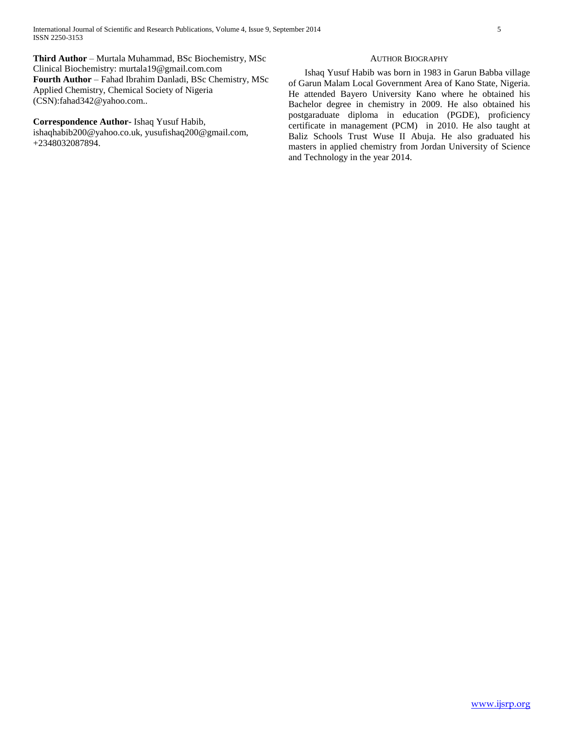**Third Author** – Murtala Muhammad, BSc Biochemistry, MSc Clinical Biochemistry: murtala19@gmail.com.com
**Fourth Author** – Fahad Ibrahim Danladi, BSc Chemistry, MSc Applied Chemistry, Chemical Society of Nigeria (CSN):fahad342@yahoo.com..

**Correspondence Author-** Ishaq Yusuf Habib, ishaqhabib200@yahoo.co.uk, yusufishaq200@gmail.com, +2348032087894.

## AUTHOR BIOGRAPHY

Ishaq Yusuf Habib was born in 1983 in Garun Babba village of Garun Malam Local Government Area of Kano State, Nigeria. He attended Bayero University Kano where he obtained his Bachelor degree in chemistry in 2009. He also obtained his postgaraduate diploma in education (PGDE), proficiency certificate in management (PCM) in 2010. He also taught at Baliz Schools Trust Wuse II Abuja. He also graduated his masters in applied chemistry from Jordan University of Science and Technology in the year 2014.